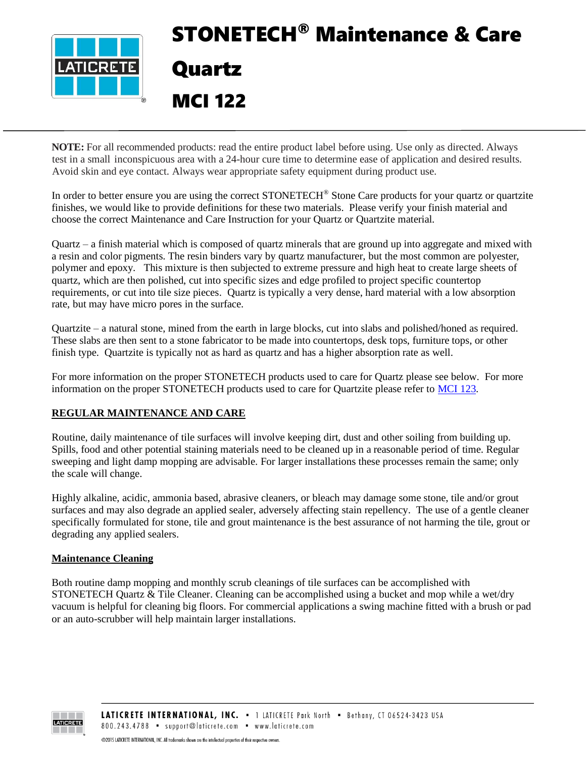# STONETECH® Maintenance & Care

# Quartz

# MCI 122

**NOTE:** For all recommended products: read the entire product label before using. Use only as directed. Always test in a small inconspicuous area with a 24-hour cure time to determine ease of application and desired results. Avoid skin and eye contact. Always wear appropriate safety equipment during product use.

In order to better ensure you are using the correct STONETECH® Stone Care products for your quartz or quartzite finishes, we would like to provide definitions for these two materials. Please verify your finish material and choose the correct Maintenance and Care Instruction for your Quartz or Quartzite material.

Quartz – a finish material which is composed of quartz minerals that are ground up into aggregate and mixed with a resin and color pigments. The resin binders vary by quartz manufacturer, but the most common are polyester, polymer and epoxy. This mixture is then subjected to extreme pressure and high heat to create large sheets of quartz, which are then polished, cut into specific sizes and edge profiled to project specific countertop requirements, or cut into tile size pieces. Quartz is typically a very dense, hard material with a low absorption rate, but may have micro pores in the surface.

Quartzite – a natural stone, mined from the earth in large blocks, cut into slabs and polished/honed as required. These slabs are then sent to a stone fabricator to be made into countertops, desk tops, furniture tops, or other finish type. Quartzite is typically not as hard as quartz and has a higher absorption rate as well.

For more information on the proper STONETECH products used to care for Quartz please see below. For more information on the proper STONETECH products used to care for Quartzite please refer to MCI 123.

## REGULAR MAINTENANCE AND CARE

Routine, daily maintenance of tile surfaces will involve keeping dirt, dust and other soiling from building up. Spills, food and other potential staining materials need to be cleaned up in a reasonable period of time. Regular sweeping and light damp mopping are advisable. For larger installations these processes remain the same; only the scale will change.

Highly alkaline, acidic, ammonia based, abrasive cleaners, or bleach may damage some stone, tile and/or grout surfaces and may also degrade an applied sealer, adversely affecting stain repellency. The use of a gentle cleaner specifically formulated for stone, tile and grout maintenance is the best assurance of not harming the tile, grout or degrading any applied sealers.

### Maintenance Cleaning

Both routine damp mopping and monthly scrub cleanings of tile surfaces can be accomplished with STONETECH Quartz & Tile Cleaner. Cleaning can be accomplished using a bucket and mop while a wet/dry vacuum is helpful for cleaning big floors. For commercial applications a swing machine fitted with a brush or pad or an auto-scrubber will help maintain larger installations.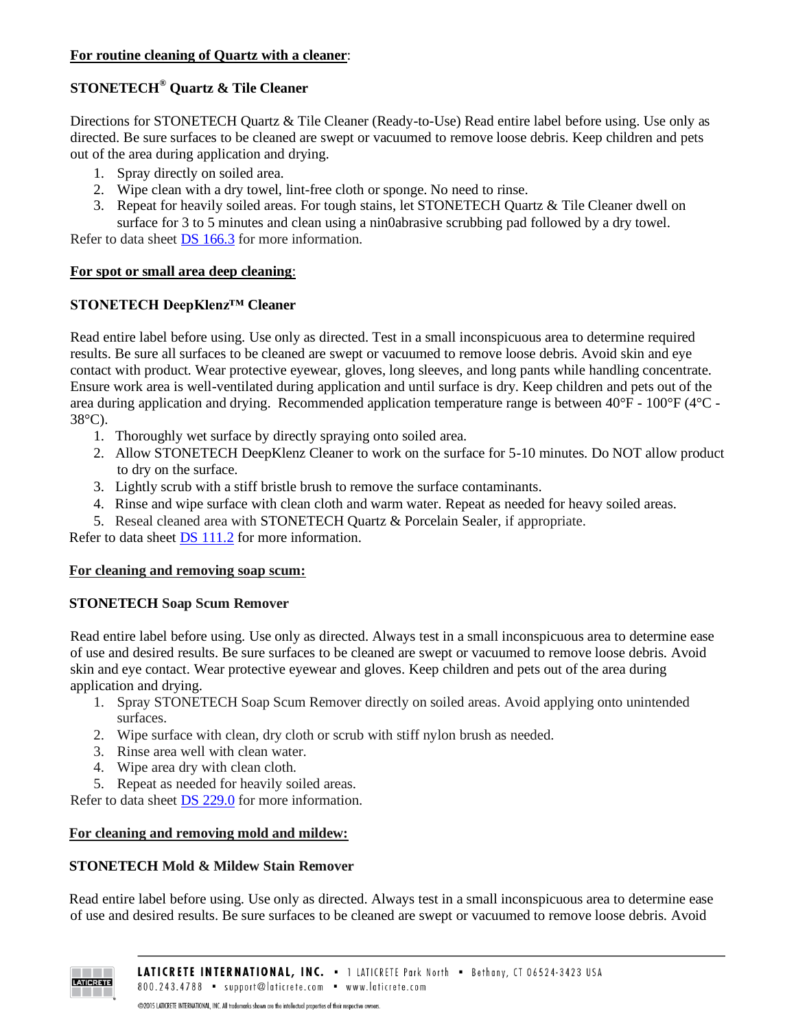**For routine cleaning of Quartz with a cleaner**:

**STONETECH® Quartz & Tile Cleaner**

Directions for STONETECH Quartz & Tile Cleaner (Ready-to-Use) Read entire label before using. Use only as directed. Be sure surfaces to be cleaned are swept or vacuumed to remove loose debris. Keep children and pets out of the area during application and drying.

1. Spray directly on soiled area.
2. Wipe clean with a dry towel, lint-free cloth or sponge. No need to rinse.
3. Repeat for heavily soiled areas. For tough stains, let STONETECH Quartz & Tile Cleaner dwell on surface for 3 to 5 minutes and clean using a nin0abrasive scrubbing pad followed by a dry towel.

Refer to data sheet DS 166.3 for more information.

**For spot or small area deep cleaning**:

**STONETECH DeepKlenz™ Cleaner**

Read entire label before using. Use only as directed. Test in a small inconspicuous area to determine required results. Be sure all surfaces to be cleaned are swept or vacuumed to remove loose debris. Avoid skin and eye contact with product. Wear protective eyewear, gloves, long sleeves, and long pants while handling concentrate. Ensure work area is well-ventilated during application and until surface is dry. Keep children and pets out of the area during application and drying. Recommended application temperature range is between 40°F - 100°F (4°C - 38°C).

1. Thoroughly wet surface by directly spraying onto soiled area.
2. Allow STONETECH DeepKlenz Cleaner to work on the surface for 5-10 minutes. Do NOT allow product to dry on the surface.
3. Lightly scrub with a stiff bristle brush to remove the surface contaminants.
4. Rinse and wipe surface with clean cloth and warm water. Repeat as needed for heavy soiled areas.
5. Reseal cleaned area with STONETECH Quartz & Porcelain Sealer, if appropriate.

Refer to data sheet DS 111.2 for more information.

**For cleaning and removing soap scum:**

**STONETECH Soap Scum Remover**

Read entire label before using. Use only as directed. Always test in a small inconspicuous area to determine ease of use and desired results. Be sure surfaces to be cleaned are swept or vacuumed to remove loose debris. Avoid skin and eye contact. Wear protective eyewear and gloves. Keep children and pets out of the area during application and drying.

1. Spray STONETECH Soap Scum Remover directly on soiled areas. Avoid applying onto unintended surfaces.
2. Wipe surface with clean, dry cloth or scrub with stiff nylon brush as needed.
3. Rinse area well with clean water.
4. Wipe area dry with clean cloth.
5. Repeat as needed for heavily soiled areas.

Refer to data sheet DS 229.0 for more information.

**For cleaning and removing mold and mildew:**

**STONETECH Mold & Mildew Stain Remover**

Read entire label before using. Use only as directed. Always test in a small inconspicuous area to determine ease of use and desired results. Be sure surfaces to be cleaned are swept or vacuumed to remove loose debris. Avoid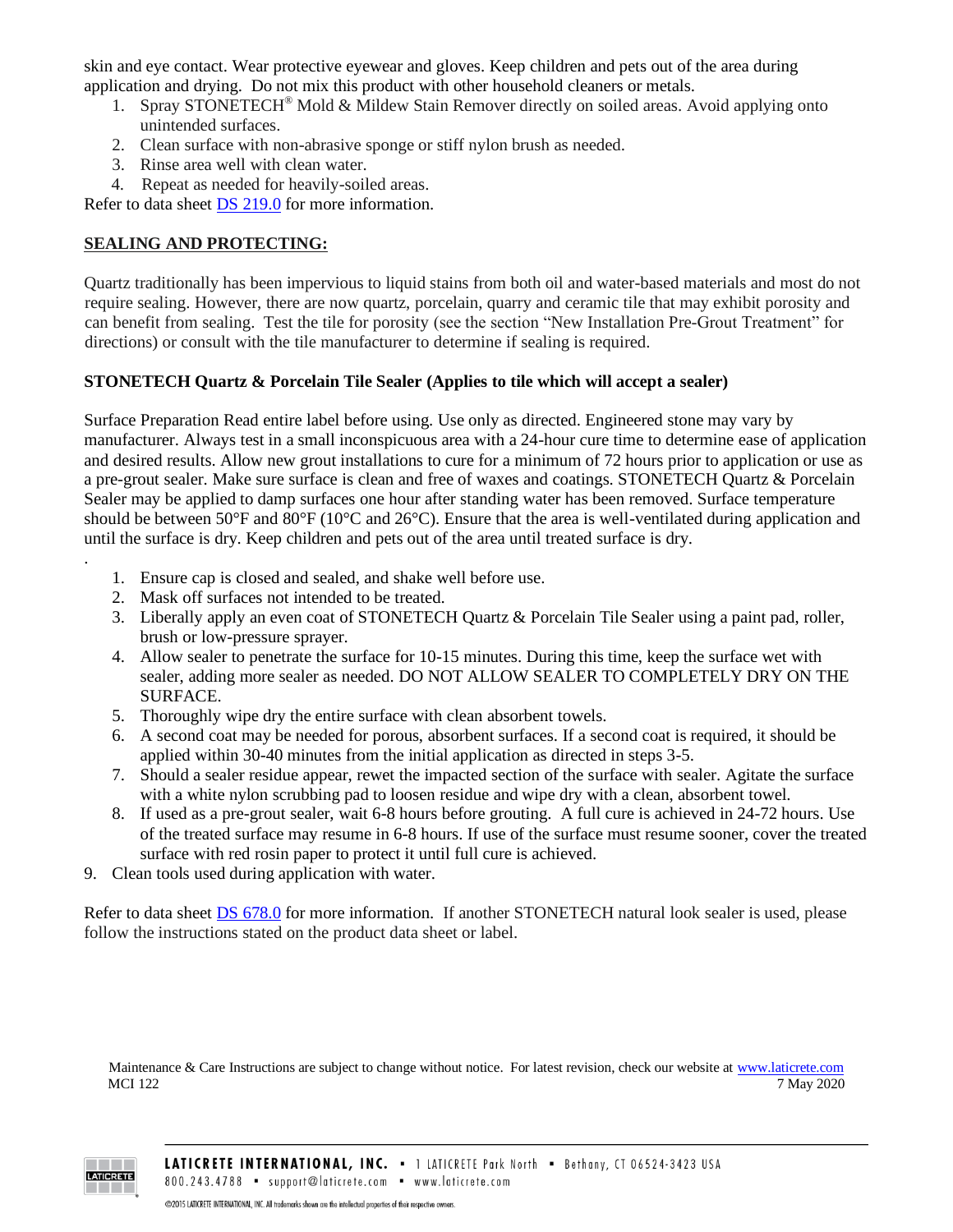skin and eye contact. Wear protective eyewear and gloves. Keep children and pets out of the area during application and drying. Do not mix this product with other household cleaners or metals.

1. Spray STONETECH® Mold & Mildew Stain Remover directly on soiled areas. Avoid applying onto unintended surfaces.
2. Clean surface with non-abrasive sponge or stiff nylon brush as needed.
3. Rinse area well with clean water.
4. Repeat as needed for heavily-soiled areas.

Refer to data sheet DS 219.0 for more information.

## SEALING AND PROTECTING:

Quartz traditionally has been impervious to liquid stains from both oil and water-based materials and most do not require sealing. However, there are now quartz, porcelain, quarry and ceramic tile that may exhibit porosity and can benefit from sealing. Test the tile for porosity (see the section "New Installation Pre-Grout Treatment" for directions) or consult with the tile manufacturer to determine if sealing is required.

### STONETECH Quartz & Porcelain Tile Sealer (Applies to tile which will accept a sealer)

Surface Preparation Read entire label before using. Use only as directed. Engineered stone may vary by manufacturer. Always test in a small inconspicuous area with a 24-hour cure time to determine ease of application and desired results. Allow new grout installations to cure for a minimum of 72 hours prior to application or use as a pre-grout sealer. Make sure surface is clean and free of waxes and coatings. STONETECH Quartz & Porcelain Sealer may be applied to damp surfaces one hour after standing water has been removed. Surface temperature should be between 50°F and 80°F (10°C and 26°C). Ensure that the area is well-ventilated during application and until the surface is dry. Keep children and pets out of the area until treated surface is dry.

.

1. Ensure cap is closed and sealed, and shake well before use.
2. Mask off surfaces not intended to be treated.
3. Liberally apply an even coat of STONETECH Quartz & Porcelain Tile Sealer using a paint pad, roller, brush or low-pressure sprayer.
4. Allow sealer to penetrate the surface for 10-15 minutes. During this time, keep the surface wet with sealer, adding more sealer as needed. DO NOT ALLOW SEALER TO COMPLETELY DRY ON THE SURFACE.
5. Thoroughly wipe dry the entire surface with clean absorbent towels.
6. A second coat may be needed for porous, absorbent surfaces. If a second coat is required, it should be applied within 30-40 minutes from the initial application as directed in steps 3-5.
7. Should a sealer residue appear, rewet the impacted section of the surface with sealer. Agitate the surface with a white nylon scrubbing pad to loosen residue and wipe dry with a clean, absorbent towel.
8. If used as a pre-grout sealer, wait 6-8 hours before grouting. A full cure is achieved in 24-72 hours. Use of the treated surface may resume in 6-8 hours. If use of the surface must resume sooner, cover the treated surface with red rosin paper to protect it until full cure is achieved.
9. Clean tools used during application with water.

Refer to data sheet DS 678.0 for more information. If another STONETECH natural look sealer is used, please follow the instructions stated on the product data sheet or label.

Maintenance & Care Instructions are subject to change without notice. For latest revision, check our website at www.laticrete.com
MCI 122 7 May 2020

LATICRETE INTERNATIONAL, INC. ▪ 1 LATICRETE Park North ▪ Bethany, CT 06524-3423 USA
800.243.4788 ▪ support@laticrete.com ▪ www.laticrete.com

©2015 LATICRETE INTERNATIONAL, INC. All trademarks shown are the intellectual properties of their respective owners.